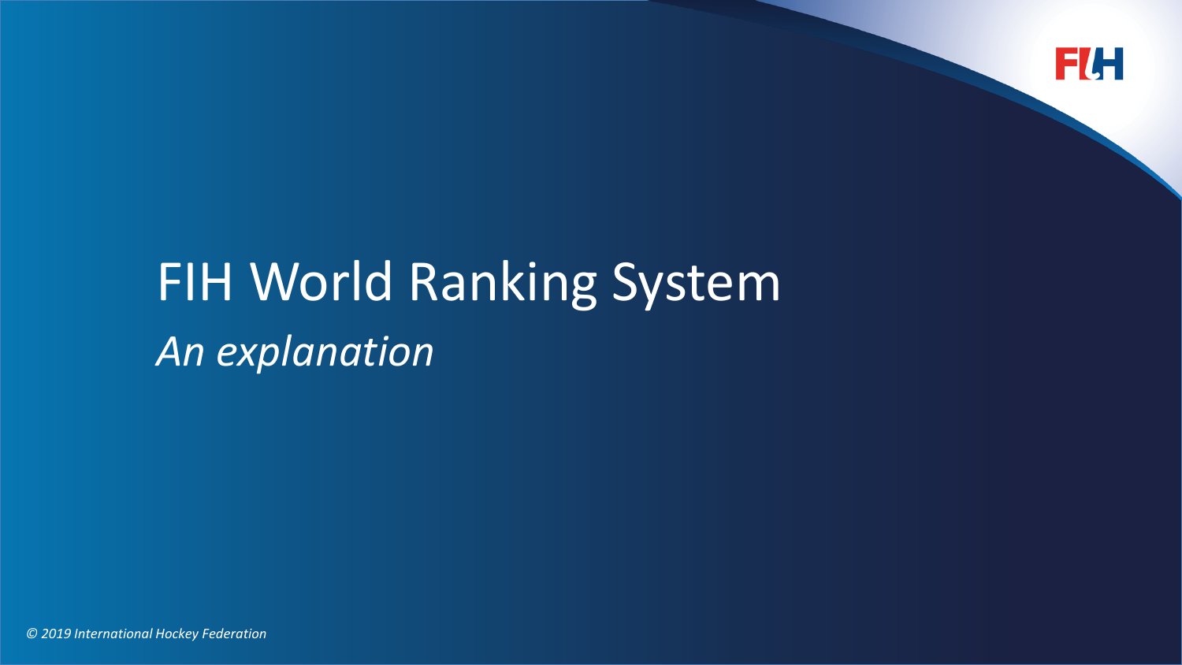# FIH World Ranking System

*An explanation*

*© 2019 International Hockey Federation*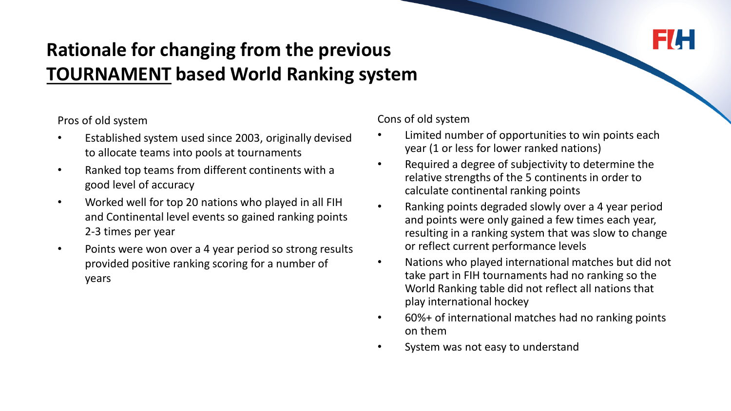# Rationale for changing from the previous TOURNAMENT based World Ranking system

Pros of old system

- Established system used since 2003, originally devised to allocate teams into pools at tournaments
- Ranked top teams from different continents with a good level of accuracy
- Worked well for top 20 nations who played in all FIH and Continental level events so gained ranking points 2-3 times per year
- Points were won over a 4 year period so strong results provided positive ranking scoring for a number of years

Cons of old system

- Limited number of opportunities to win points each year (1 or less for lower ranked nations)
- Required a degree of subjectivity to determine the relative strengths of the 5 continents in order to calculate continental ranking points
- Ranking points degraded slowly over a 4 year period and points were only gained a few times each year, resulting in a ranking system that was slow to change or reflect current performance levels
- Nations who played international matches but did not take part in FIH tournaments had no ranking so the World Ranking table did not reflect all nations that play international hockey
- 60%+ of international matches had no ranking points on them
- System was not easy to understand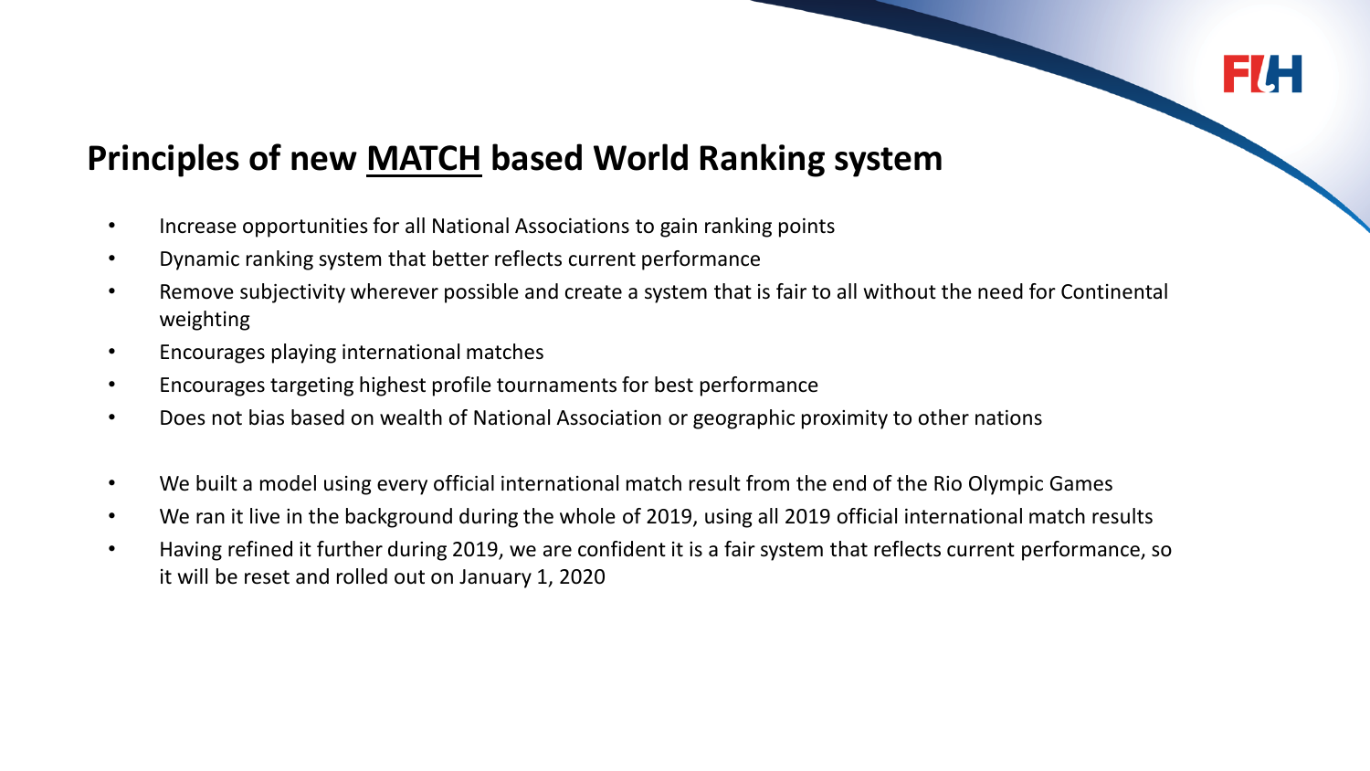## Principles of new MATCH based World Ranking system

- Increase opportunities for all National Associations to gain ranking points
- Dynamic ranking system that better reflects current performance
- Remove subjectivity wherever possible and create a system that is fair to all without the need for Continental weighting
- Encourages playing international matches
- Encourages targeting highest profile tournaments for best performance
- Does not bias based on wealth of National Association or geographic proximity to other nations

- We built a model using every official international match result from the end of the Rio Olympic Games
- We ran it live in the background during the whole of 2019, using all 2019 official international match results
- Having refined it further during 2019, we are confident it is a fair system that reflects current performance, so it will be reset and rolled out on January 1, 2020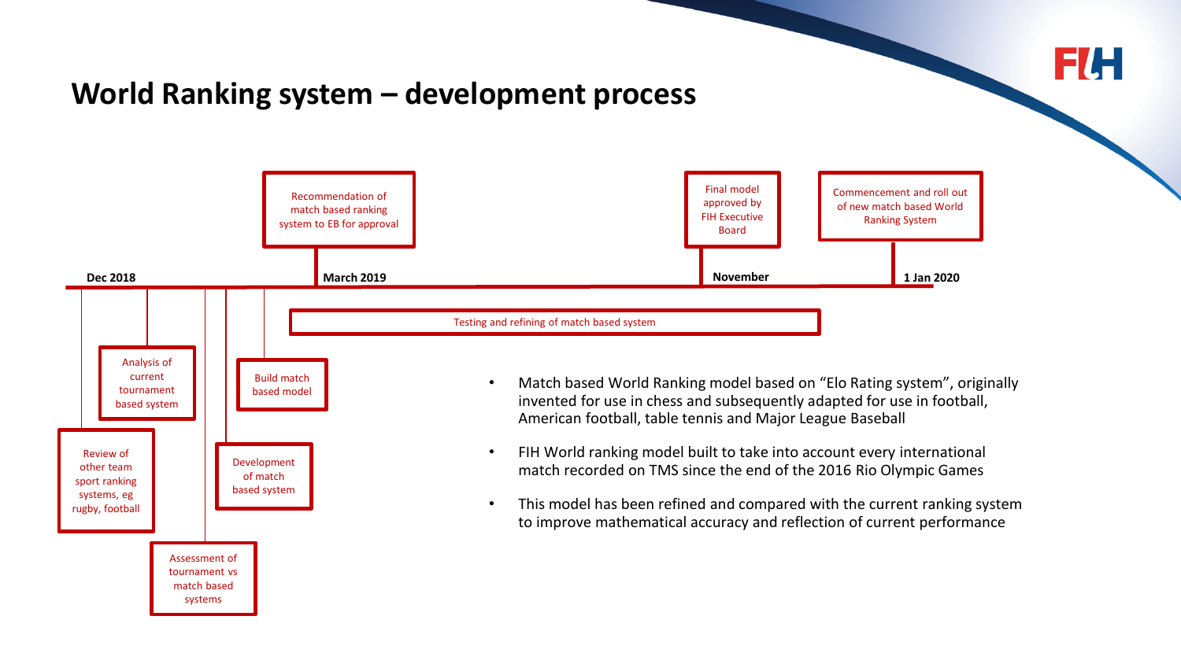## World Ranking system – development process

**Dec 2018**

- Review of other team sport ranking systems, eg rugby, football
- Analysis of current tournament based system
- Assessment of tournament vs match based systems
- Development of match based system
- Build match based model

**March 2019**

- Recommendation of match based ranking system to EB for approval
- Testing and refining of match based system

**November**

- Final model approved by FIH Executive Board

**1 Jan 2020**

- Commencement and roll out of new match based World Ranking System

---

- Match based World Ranking model based on "Elo Rating system", originally invented for use in chess and subsequently adapted for use in football, American football, table tennis and Major League Baseball
- FIH World ranking model built to take into account every international match recorded on TMS since the end of the 2016 Rio Olympic Games
- This model has been refined and compared with the current ranking system to improve mathematical accuracy and reflection of current performance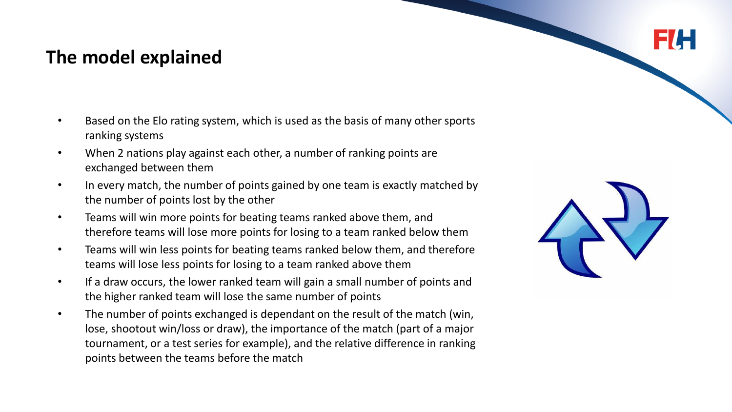## The model explained

- Based on the Elo rating system, which is used as the basis of many other sports ranking systems
- When 2 nations play against each other, a number of ranking points are exchanged between them
- In every match, the number of points gained by one team is exactly matched by the number of points lost by the other
- Teams will win more points for beating teams ranked above them, and therefore teams will lose more points for losing to a team ranked below them
- Teams will win less points for beating teams ranked below them, and therefore teams will lose less points for losing to a team ranked above them
- If a draw occurs, the lower ranked team will gain a small number of points and the higher ranked team will lose the same number of points
- The number of points exchanged is dependant on the result of the match (win, lose, shootout win/loss or draw), the importance of the match (part of a major tournament, or a test series for example), and the relative difference in ranking points between the teams before the match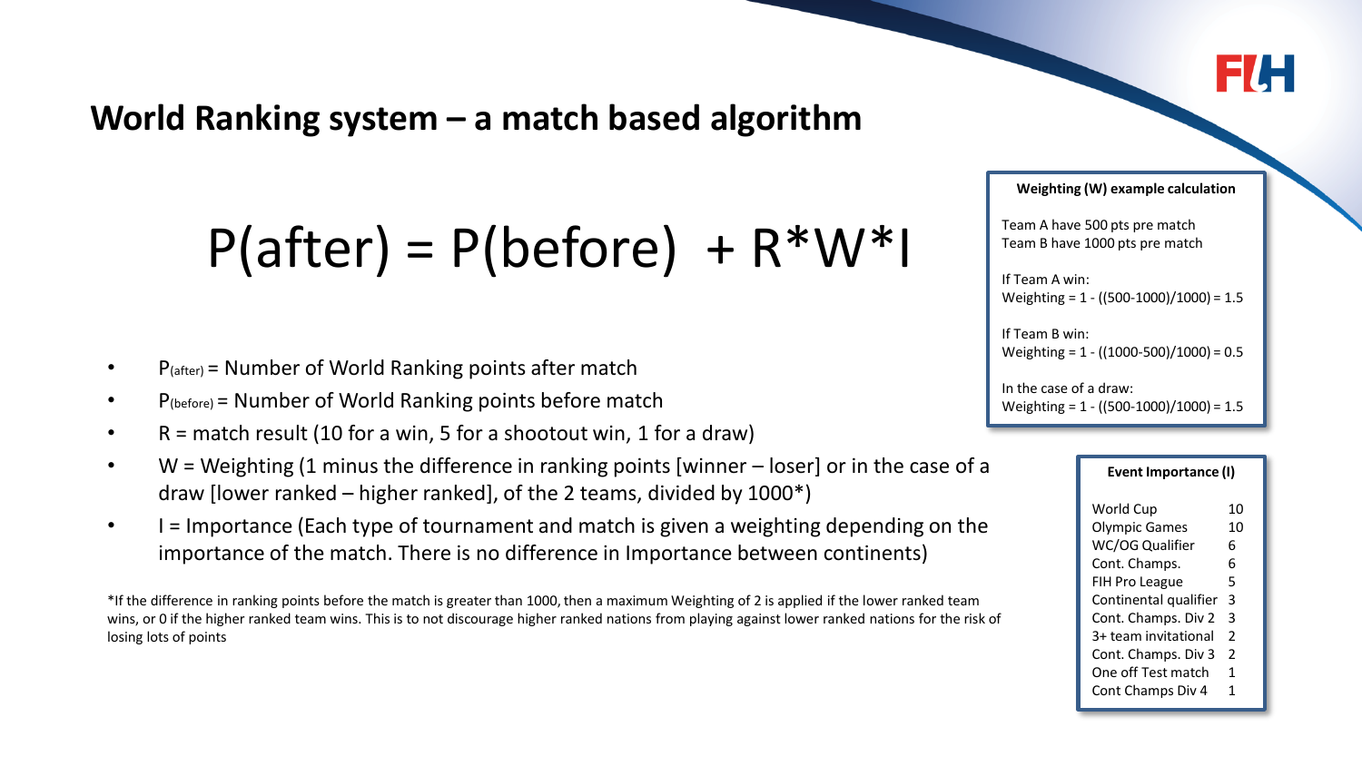## World Ranking system – a match based algorithm

$$P(after) = P(before) + R*W*I$$

- $P_{(after)}$ = Number of World Ranking points after match
- $P_{(before)}$ = Number of World Ranking points before match
- R = match result (10 for a win, 5 for a shootout win, 1 for a draw)
- W = Weighting (1 minus the difference in ranking points [winner – loser] or in the case of a draw [lower ranked – higher ranked], of the 2 teams, divided by 1000*)
- I = Importance (Each type of tournament and match is given a weighting depending on the importance of the match. There is no difference in Importance between continents)

*If the difference in ranking points before the match is greater than 1000, then a maximum Weighting of 2 is applied if the lower ranked team wins, or 0 if the higher ranked team wins. This is to not discourage higher ranked nations from playing against lower ranked nations for the risk of losing lots of points

**Weighting (W) example calculation**

Team A have 500 pts pre match
Team B have 1000 pts pre match

If Team A win:
Weighting = 1 - ((500-1000)/1000) = 1.5

If Team B win:
Weighting = 1 - ((1000-500)/1000) = 0.5

In the case of a draw:
Weighting = 1 - ((500-1000)/1000) = 1.5

**Event Importance (I)**

| Event | I |
|---|---|
| World Cup | 10 |
| Olympic Games | 10 |
| WC/OG Qualifier | 6 |
| Cont. Champs. | 6 |
| FIH Pro League | 5 |
| Continental qualifier | 3 |
| Cont. Champs. Div 2 | 3 |
| 3+ team invitational | 2 |
| Cont. Champs. Div 3 | 2 |
| One off Test match | 1 |
| Cont Champs Div 4 | 1 |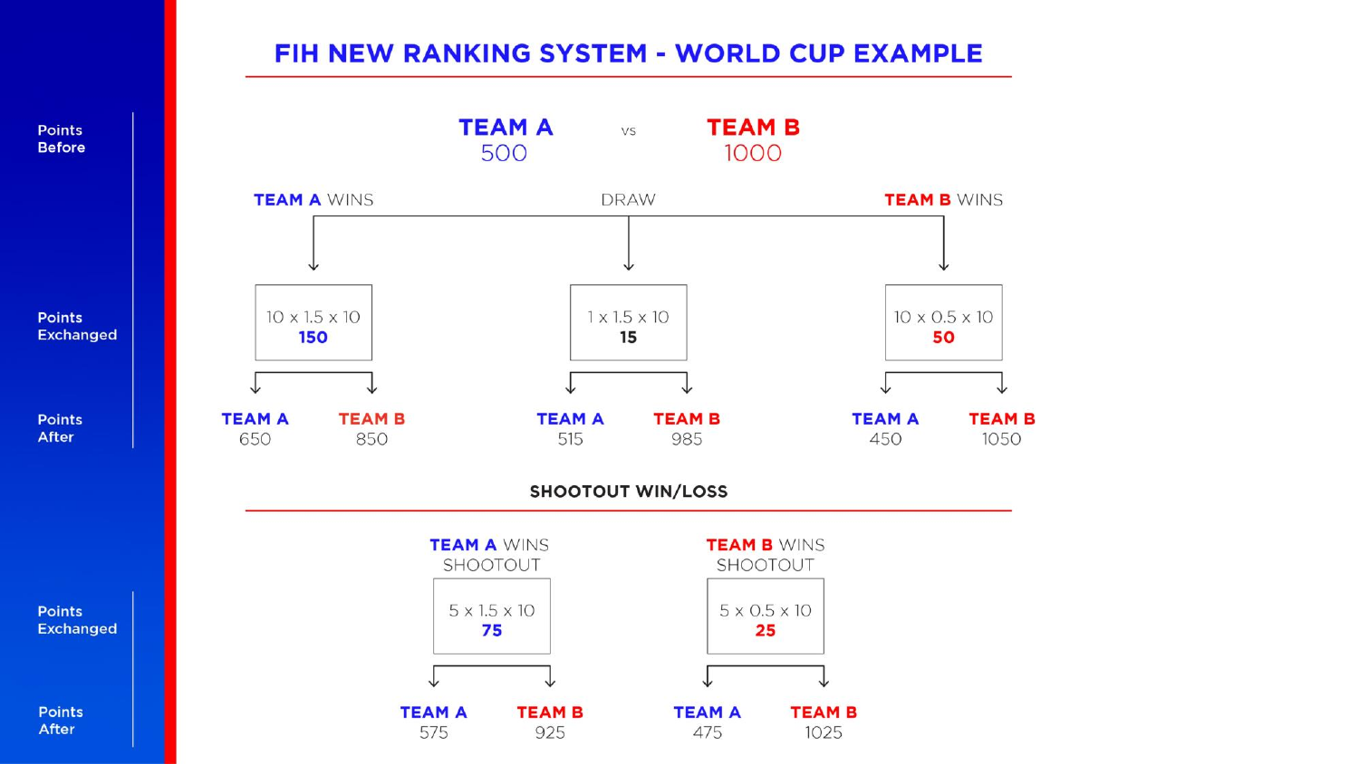# FIH NEW RANKING SYSTEM - WORLD CUP EXAMPLE

**Points Before**

**TEAM A** 500 vs **TEAM B** 1000

| | TEAM A WINS | DRAW | TEAM B WINS |
|---|---|---|---|
| **Points Exchanged** | 10 x 1.5 x 10 **150** | 1 x 1.5 x 10 **15** | 10 x 0.5 x 10 **50** |
| **Points After** | TEAM A 650 / TEAM B 850 | TEAM A 515 / TEAM B 985 | TEAM A 450 / TEAM B 1050 |

## SHOOTOUT WIN/LOSS

| | TEAM A WINS SHOOTOUT | TEAM B WINS SHOOTOUT |
|---|---|---|
| **Points Exchanged** | 5 x 1.5 x 10 **75** | 5 x 0.5 x 10 **25** |
| **Points After** | TEAM A 575 / TEAM B 925 | TEAM A 475 / TEAM B 1025 |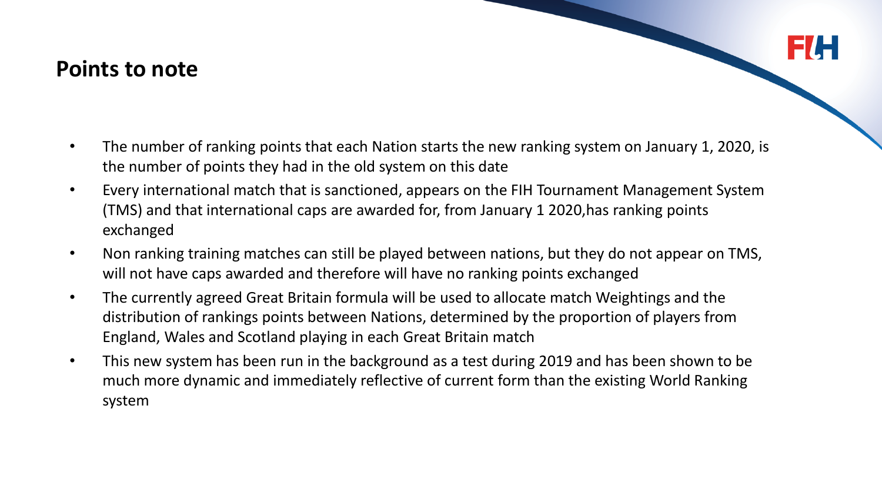## Points to note

- The number of ranking points that each Nation starts the new ranking system on January 1, 2020, is the number of points they had in the old system on this date
- Every international match that is sanctioned, appears on the FIH Tournament Management System (TMS) and that international caps are awarded for, from January 1 2020,has ranking points exchanged
- Non ranking training matches can still be played between nations, but they do not appear on TMS, will not have caps awarded and therefore will have no ranking points exchanged
- The currently agreed Great Britain formula will be used to allocate match Weightings and the distribution of rankings points between Nations, determined by the proportion of players from England, Wales and Scotland playing in each Great Britain match
- This new system has been run in the background as a test during 2019 and has been shown to be much more dynamic and immediately reflective of current form than the existing World Ranking system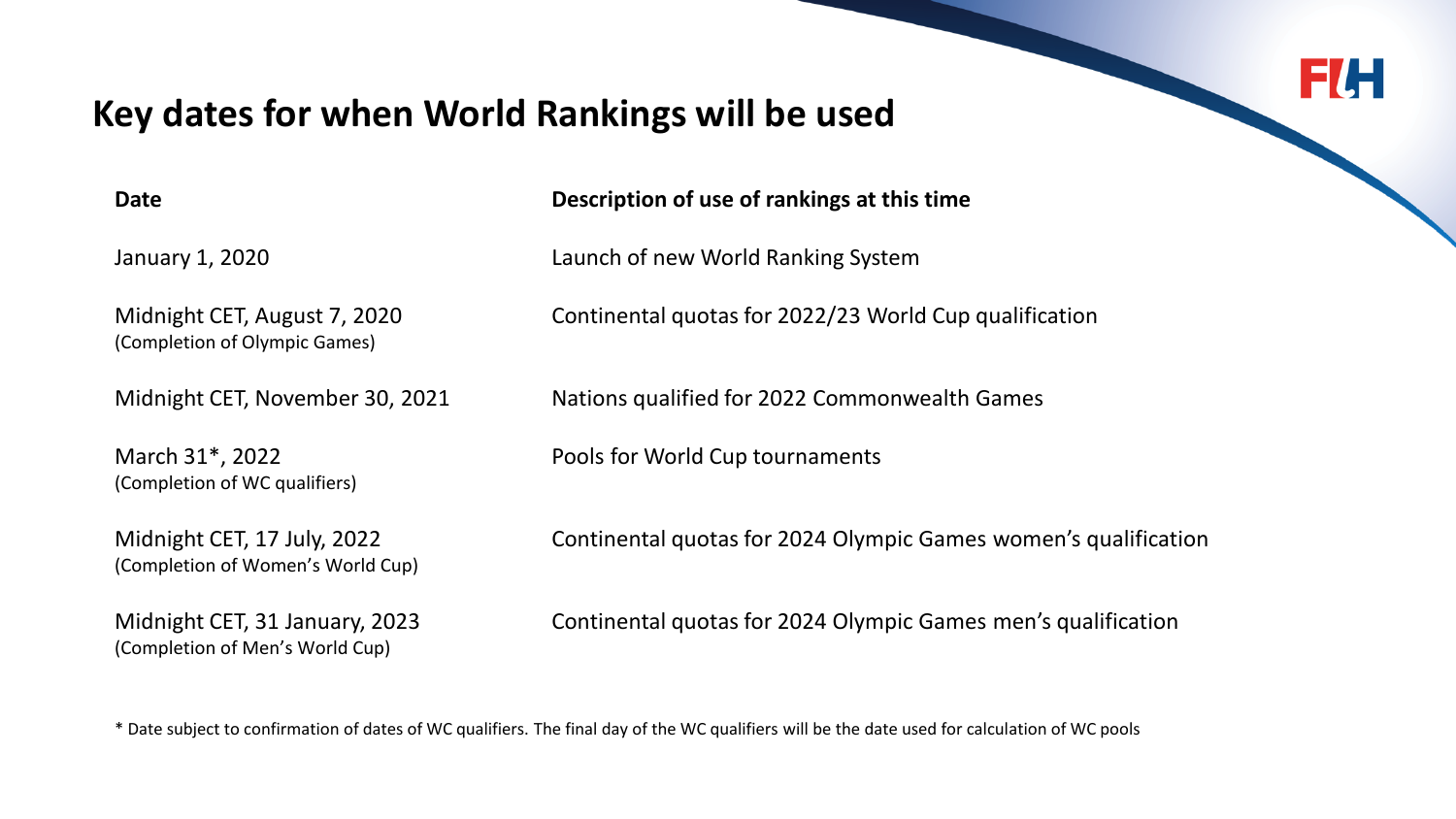## Key dates for when World Rankings will be used

| Date | Description of use of rankings at this time |
| --- | --- |
| January 1, 2020 | Launch of new World Ranking System |
| Midnight CET, August 7, 2020 (Completion of Olympic Games) | Continental quotas for 2022/23 World Cup qualification |
| Midnight CET, November 30, 2021 | Nations qualified for 2022 Commonwealth Games |
| March 31*, 2022 (Completion of WC qualifiers) | Pools for World Cup tournaments |
| Midnight CET, 17 July, 2022 (Completion of Women's World Cup) | Continental quotas for 2024 Olympic Games women's qualification |
| Midnight CET, 31 January, 2023 (Completion of Men's World Cup) | Continental quotas for 2024 Olympic Games men's qualification |

* Date subject to confirmation of dates of WC qualifiers. The final day of the WC qualifiers will be the date used for calculation of WC pools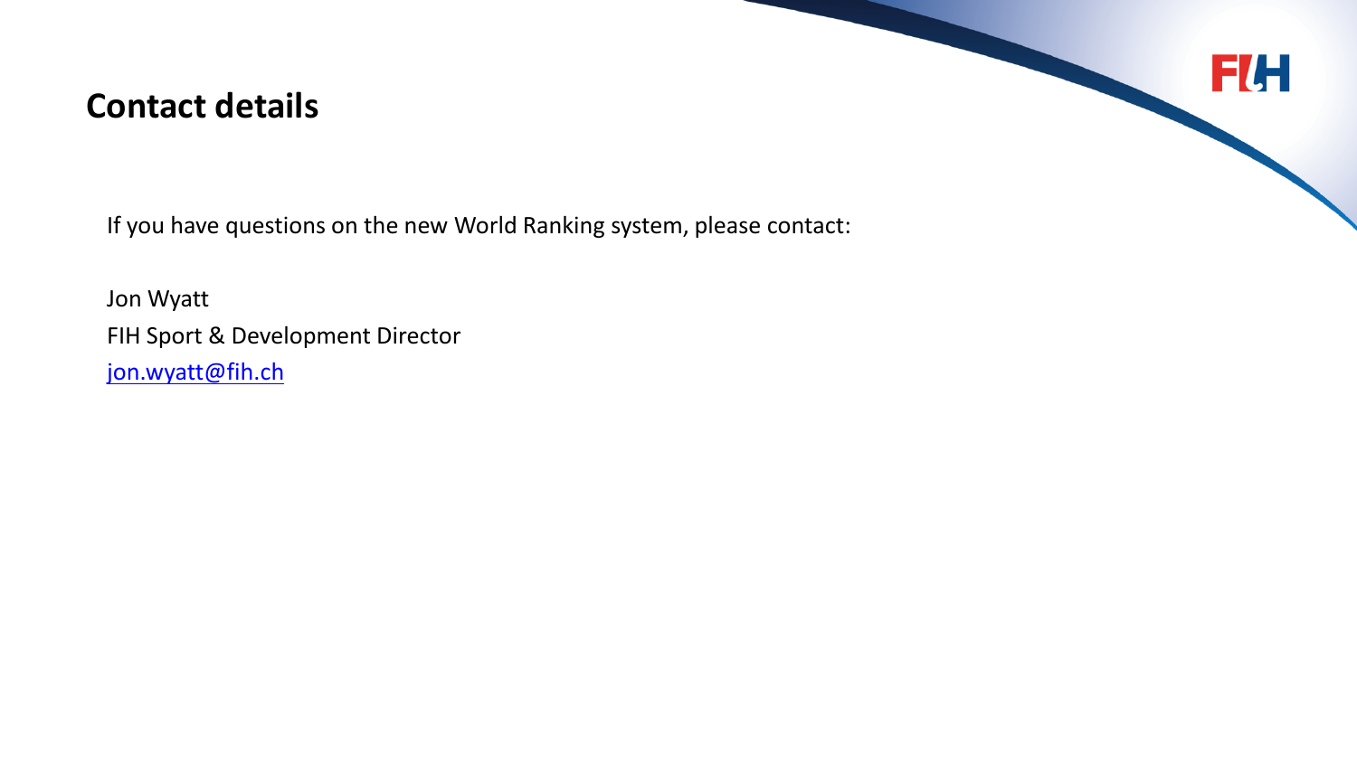## Contact details

If you have questions on the new World Ranking system, please contact:

Jon Wyatt
FIH Sport & Development Director
jon.wyatt@fih.ch